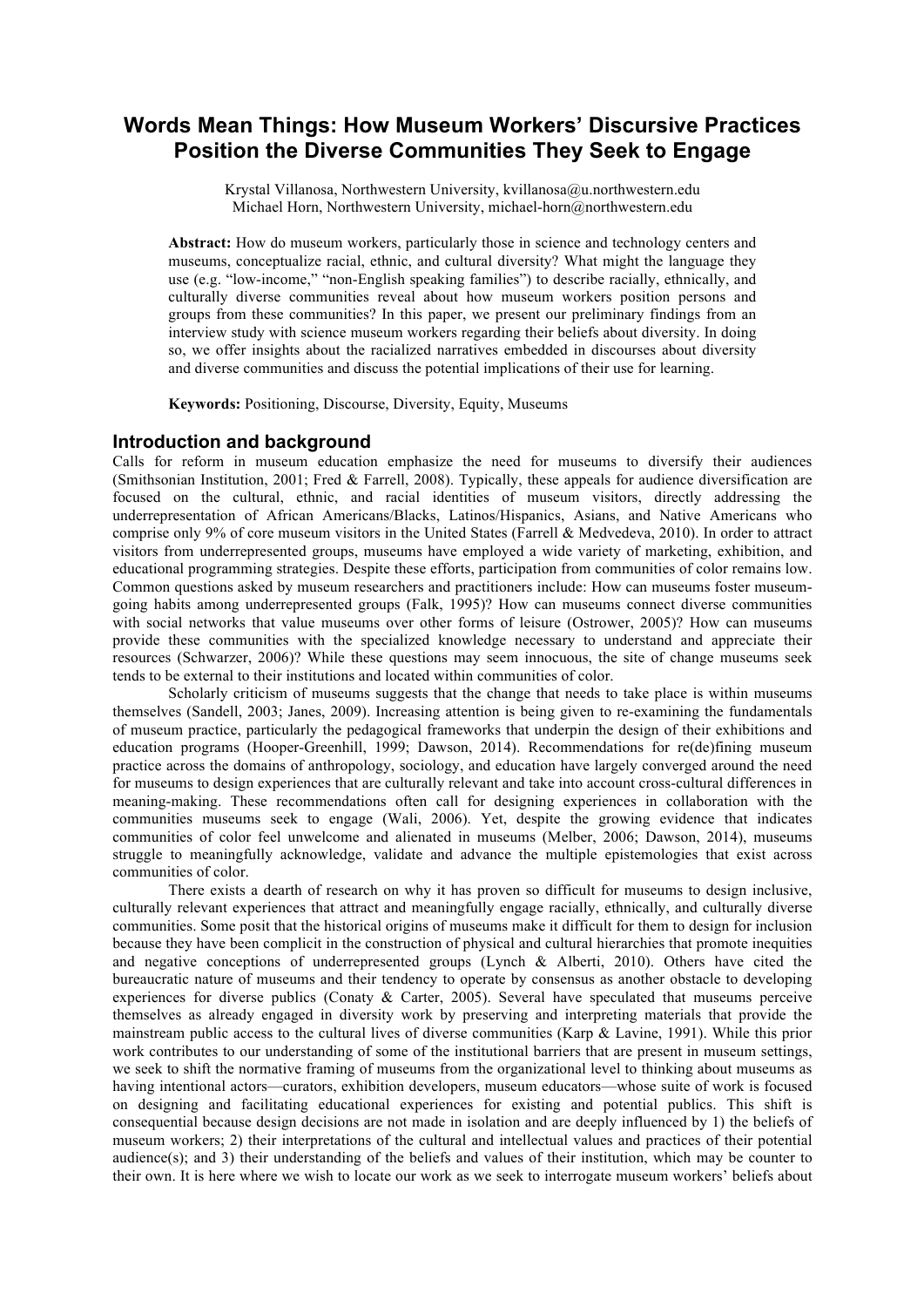# Words Mean Things: How Museum Workers' Discursive Practices Position the Diverse Communities They Seek to Engage

Krystal Villanosa, Northwestern University, kvillanosa@u.northwestern.edu
Michael Horn, Northwestern University, michael-horn@northwestern.edu

**Abstract:** How do museum workers, particularly those in science and technology centers and museums, conceptualize racial, ethnic, and cultural diversity? What might the language they use (e.g. "low-income," "non-English speaking families") to describe racially, ethnically, and culturally diverse communities reveal about how museum workers position persons and groups from these communities? In this paper, we present our preliminary findings from an interview study with science museum workers regarding their beliefs about diversity. In doing so, we offer insights about the racialized narratives embedded in discourses about diversity and diverse communities and discuss the potential implications of their use for learning.

**Keywords:** Positioning, Discourse, Diversity, Equity, Museums

## Introduction and background

Calls for reform in museum education emphasize the need for museums to diversify their audiences (Smithsonian Institution, 2001; Fred & Farrell, 2008). Typically, these appeals for audience diversification are focused on the cultural, ethnic, and racial identities of museum visitors, directly addressing the underrepresentation of African Americans/Blacks, Latinos/Hispanics, Asians, and Native Americans who comprise only 9% of core museum visitors in the United States (Farrell & Medvedeva, 2010). In order to attract visitors from underrepresented groups, museums have employed a wide variety of marketing, exhibition, and educational programming strategies. Despite these efforts, participation from communities of color remains low. Common questions asked by museum researchers and practitioners include: How can museums foster museum-going habits among underrepresented groups (Falk, 1995)? How can museums connect diverse communities with social networks that value museums over other forms of leisure (Ostrower, 2005)? How can museums provide these communities with the specialized knowledge necessary to understand and appreciate their resources (Schwarzer, 2006)? While these questions may seem innocuous, the site of change museums seek tends to be external to their institutions and located within communities of color.

Scholarly criticism of museums suggests that the change that needs to take place is within museums themselves (Sandell, 2003; Janes, 2009). Increasing attention is being given to re-examining the fundamentals of museum practice, particularly the pedagogical frameworks that underpin the design of their exhibitions and education programs (Hooper-Greenhill, 1999; Dawson, 2014). Recommendations for re(de)fining museum practice across the domains of anthropology, sociology, and education have largely converged around the need for museums to design experiences that are culturally relevant and take into account cross-cultural differences in meaning-making. These recommendations often call for designing experiences in collaboration with the communities museums seek to engage (Wali, 2006). Yet, despite the growing evidence that indicates communities of color feel unwelcome and alienated in museums (Melber, 2006; Dawson, 2014), museums struggle to meaningfully acknowledge, validate and advance the multiple epistemologies that exist across communities of color.

There exists a dearth of research on why it has proven so difficult for museums to design inclusive, culturally relevant experiences that attract and meaningfully engage racially, ethnically, and culturally diverse communities. Some posit that the historical origins of museums make it difficult for them to design for inclusion because they have been complicit in the construction of physical and cultural hierarchies that promote inequities and negative conceptions of underrepresented groups (Lynch & Alberti, 2010). Others have cited the bureaucratic nature of museums and their tendency to operate by consensus as another obstacle to developing experiences for diverse publics (Conaty & Carter, 2005). Several have speculated that museums perceive themselves as already engaged in diversity work by preserving and interpreting materials that provide the mainstream public access to the cultural lives of diverse communities (Karp & Lavine, 1991). While this prior work contributes to our understanding of some of the institutional barriers that are present in museum settings, we seek to shift the normative framing of museums from the organizational level to thinking about museums as having intentional actors—curators, exhibition developers, museum educators—whose suite of work is focused on designing and facilitating educational experiences for existing and potential publics. This shift is consequential because design decisions are not made in isolation and are deeply influenced by 1) the beliefs of museum workers; 2) their interpretations of the cultural and intellectual values and practices of their potential audience(s); and 3) their understanding of the beliefs and values of their institution, which may be counter to their own. It is here where we wish to locate our work as we seek to interrogate museum workers' beliefs about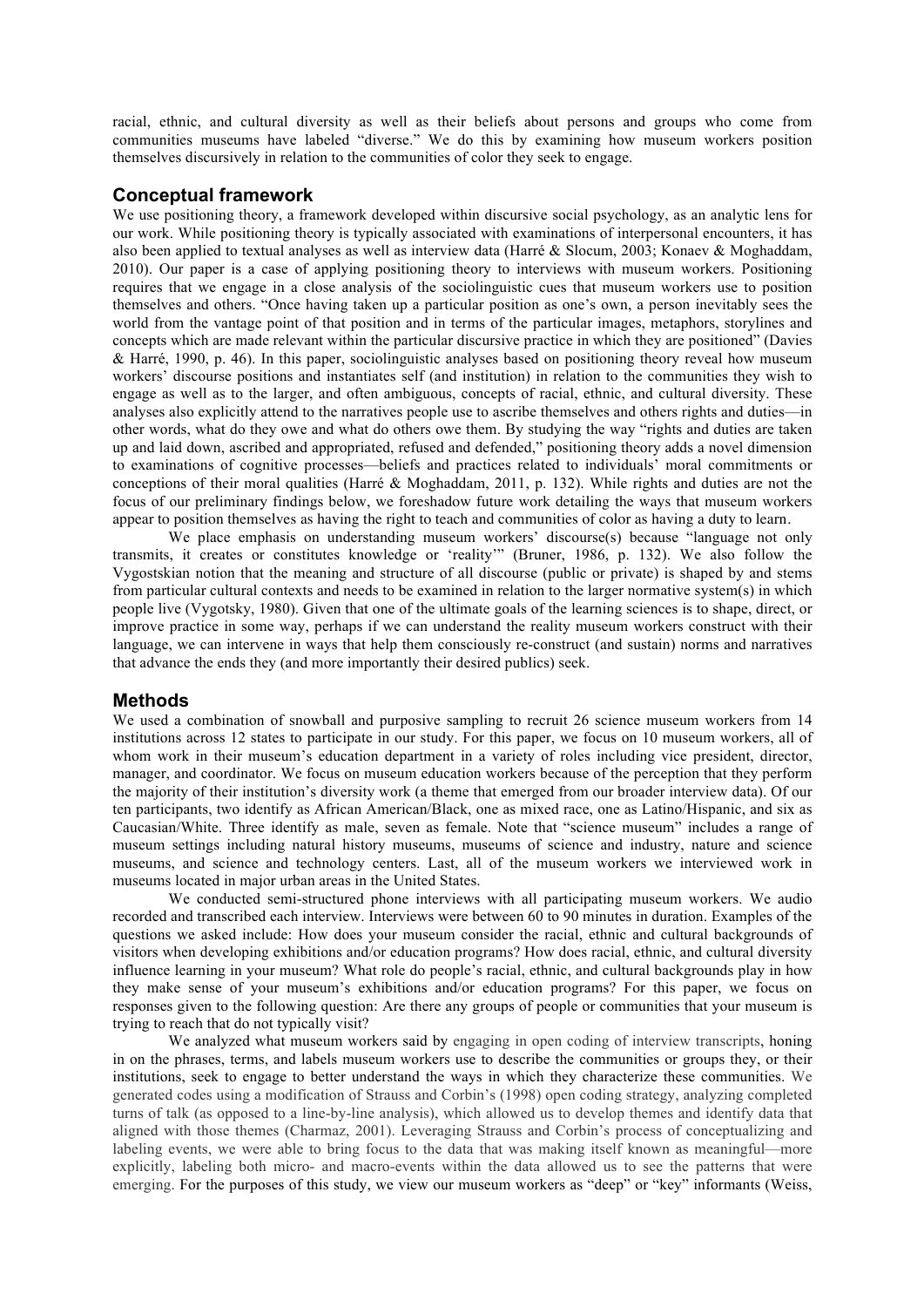racial, ethnic, and cultural diversity as well as their beliefs about persons and groups who come from communities museums have labeled "diverse." We do this by examining how museum workers position themselves discursively in relation to the communities of color they seek to engage.

## Conceptual framework

We use positioning theory, a framework developed within discursive social psychology, as an analytic lens for our work. While positioning theory is typically associated with examinations of interpersonal encounters, it has also been applied to textual analyses as well as interview data (Harré & Slocum, 2003; Konaev & Moghaddam, 2010). Our paper is a case of applying positioning theory to interviews with museum workers. Positioning requires that we engage in a close analysis of the sociolinguistic cues that museum workers use to position themselves and others. "Once having taken up a particular position as one's own, a person inevitably sees the world from the vantage point of that position and in terms of the particular images, metaphors, storylines and concepts which are made relevant within the particular discursive practice in which they are positioned" (Davies & Harré, 1990, p. 46). In this paper, sociolinguistic analyses based on positioning theory reveal how museum workers' discourse positions and instantiates self (and institution) in relation to the communities they wish to engage as well as to the larger, and often ambiguous, concepts of racial, ethnic, and cultural diversity. These analyses also explicitly attend to the narratives people use to ascribe themselves and others rights and duties—in other words, what do they owe and what do others owe them. By studying the way "rights and duties are taken up and laid down, ascribed and appropriated, refused and defended," positioning theory adds a novel dimension to examinations of cognitive processes—beliefs and practices related to individuals' moral commitments or conceptions of their moral qualities (Harré & Moghaddam, 2011, p. 132). While rights and duties are not the focus of our preliminary findings below, we foreshadow future work detailing the ways that museum workers appear to position themselves as having the right to teach and communities of color as having a duty to learn.

We place emphasis on understanding museum workers' discourse(s) because "language not only transmits, it creates or constitutes knowledge or 'reality'" (Bruner, 1986, p. 132). We also follow the Vygostskian notion that the meaning and structure of all discourse (public or private) is shaped by and stems from particular cultural contexts and needs to be examined in relation to the larger normative system(s) in which people live (Vygotsky, 1980). Given that one of the ultimate goals of the learning sciences is to shape, direct, or improve practice in some way, perhaps if we can understand the reality museum workers construct with their language, we can intervene in ways that help them consciously re-construct (and sustain) norms and narratives that advance the ends they (and more importantly their desired publics) seek.

## Methods

We used a combination of snowball and purposive sampling to recruit 26 science museum workers from 14 institutions across 12 states to participate in our study. For this paper, we focus on 10 museum workers, all of whom work in their museum's education department in a variety of roles including vice president, director, manager, and coordinator. We focus on museum education workers because of the perception that they perform the majority of their institution's diversity work (a theme that emerged from our broader interview data). Of our ten participants, two identify as African American/Black, one as mixed race, one as Latino/Hispanic, and six as Caucasian/White. Three identify as male, seven as female. Note that "science museum" includes a range of museum settings including natural history museums, museums of science and industry, nature and science museums, and science and technology centers. Last, all of the museum workers we interviewed work in museums located in major urban areas in the United States.

We conducted semi-structured phone interviews with all participating museum workers. We audio recorded and transcribed each interview. Interviews were between 60 to 90 minutes in duration. Examples of the questions we asked include: How does your museum consider the racial, ethnic and cultural backgrounds of visitors when developing exhibitions and/or education programs? How does racial, ethnic, and cultural diversity influence learning in your museum? What role do people's racial, ethnic, and cultural backgrounds play in how they make sense of your museum's exhibitions and/or education programs? For this paper, we focus on responses given to the following question: Are there any groups of people or communities that your museum is trying to reach that do not typically visit?

We analyzed what museum workers said by engaging in open coding of interview transcripts, honing in on the phrases, terms, and labels museum workers use to describe the communities or groups they, or their institutions, seek to engage to better understand the ways in which they characterize these communities. We generated codes using a modification of Strauss and Corbin's (1998) open coding strategy, analyzing completed turns of talk (as opposed to a line-by-line analysis), which allowed us to develop themes and identify data that aligned with those themes (Charmaz, 2001). Leveraging Strauss and Corbin's process of conceptualizing and labeling events, we were able to bring focus to the data that was making itself known as meaningful—more explicitly, labeling both micro- and macro-events within the data allowed us to see the patterns that were emerging. For the purposes of this study, we view our museum workers as "deep" or "key" informants (Weiss,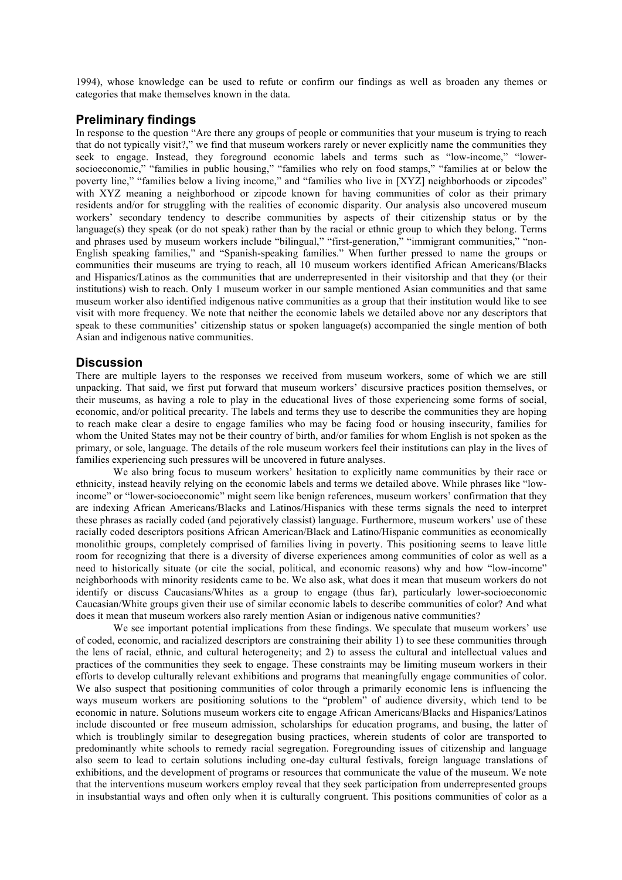1994), whose knowledge can be used to refute or confirm our findings as well as broaden any themes or categories that make themselves known in the data.

## Preliminary findings

In response to the question "Are there any groups of people or communities that your museum is trying to reach that do not typically visit?," we find that museum workers rarely or never explicitly name the communities they seek to engage. Instead, they foreground economic labels and terms such as "low-income," "lower-socioeconomic," "families in public housing," "families who rely on food stamps," "families at or below the poverty line," "families below a living income," and "families who live in [XYZ] neighborhoods or zipcodes" with XYZ meaning a neighborhood or zipcode known for having communities of color as their primary residents and/or for struggling with the realities of economic disparity. Our analysis also uncovered museum workers' secondary tendency to describe communities by aspects of their citizenship status or by the language(s) they speak (or do not speak) rather than by the racial or ethnic group to which they belong. Terms and phrases used by museum workers include "bilingual," "first-generation," "immigrant communities," "non-English speaking families," and "Spanish-speaking families." When further pressed to name the groups or communities their museums are trying to reach, all 10 museum workers identified African Americans/Blacks and Hispanics/Latinos as the communities that are underrepresented in their visitorship and that they (or their institutions) wish to reach. Only 1 museum worker in our sample mentioned Asian communities and that same museum worker also identified indigenous native communities as a group that their institution would like to see visit with more frequency. We note that neither the economic labels we detailed above nor any descriptors that speak to these communities' citizenship status or spoken language(s) accompanied the single mention of both Asian and indigenous native communities.

## Discussion

There are multiple layers to the responses we received from museum workers, some of which we are still unpacking. That said, we first put forward that museum workers' discursive practices position themselves, or their museums, as having a role to play in the educational lives of those experiencing some forms of social, economic, and/or political precarity. The labels and terms they use to describe the communities they are hoping to reach make clear a desire to engage families who may be facing food or housing insecurity, families for whom the United States may not be their country of birth, and/or families for whom English is not spoken as the primary, or sole, language. The details of the role museum workers feel their institutions can play in the lives of families experiencing such pressures will be uncovered in future analyses.

We also bring focus to museum workers' hesitation to explicitly name communities by their race or ethnicity, instead heavily relying on the economic labels and terms we detailed above. While phrases like "low-income" or "lower-socioeconomic" might seem like benign references, museum workers' confirmation that they are indexing African Americans/Blacks and Latinos/Hispanics with these terms signals the need to interpret these phrases as racially coded (and pejoratively classist) language. Furthermore, museum workers' use of these racially coded descriptors positions African American/Black and Latino/Hispanic communities as economically monolithic groups, completely comprised of families living in poverty. This positioning seems to leave little room for recognizing that there is a diversity of diverse experiences among communities of color as well as a need to historically situate (or cite the social, political, and economic reasons) why and how "low-income" neighborhoods with minority residents came to be. We also ask, what does it mean that museum workers do not identify or discuss Caucasians/Whites as a group to engage (thus far), particularly lower-socioeconomic Caucasian/White groups given their use of similar economic labels to describe communities of color? And what does it mean that museum workers also rarely mention Asian or indigenous native communities?

We see important potential implications from these findings. We speculate that museum workers' use of coded, economic, and racialized descriptors are constraining their ability 1) to see these communities through the lens of racial, ethnic, and cultural heterogeneity; and 2) to assess the cultural and intellectual values and practices of the communities they seek to engage. These constraints may be limiting museum workers in their efforts to develop culturally relevant exhibitions and programs that meaningfully engage communities of color. We also suspect that positioning communities of color through a primarily economic lens is influencing the ways museum workers are positioning solutions to the "problem" of audience diversity, which tend to be economic in nature. Solutions museum workers cite to engage African Americans/Blacks and Hispanics/Latinos include discounted or free museum admission, scholarships for education programs, and busing, the latter of which is troublingly similar to desegregation busing practices, wherein students of color are transported to predominantly white schools to remedy racial segregation. Foregrounding issues of citizenship and language also seem to lead to certain solutions including one-day cultural festivals, foreign language translations of exhibitions, and the development of programs or resources that communicate the value of the museum. We note that the interventions museum workers employ reveal that they seek participation from underrepresented groups in insubstantial ways and often only when it is culturally congruent. This positions communities of color as a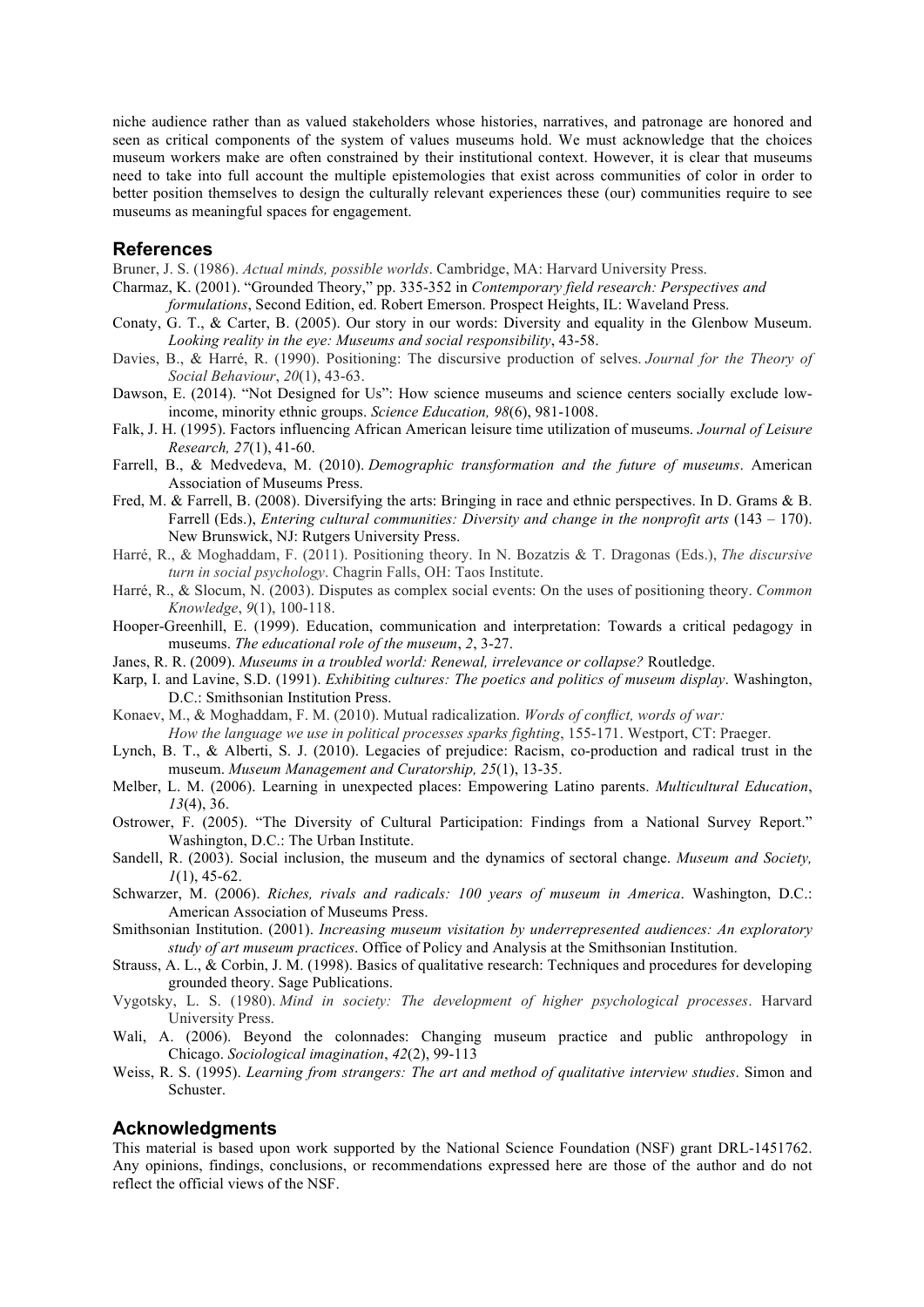niche audience rather than as valued stakeholders whose histories, narratives, and patronage are honored and seen as critical components of the system of values museums hold. We must acknowledge that the choices museum workers make are often constrained by their institutional context. However, it is clear that museums need to take into full account the multiple epistemologies that exist across communities of color in order to better position themselves to design the culturally relevant experiences these (our) communities require to see museums as meaningful spaces for engagement.

## References

Bruner, J. S. (1986). *Actual minds, possible worlds*. Cambridge, MA: Harvard University Press.

Charmaz, K. (2001). "Grounded Theory," pp. 335-352 in *Contemporary field research: Perspectives and formulations*, Second Edition, ed. Robert Emerson. Prospect Heights, IL: Waveland Press.

Conaty, G. T., & Carter, B. (2005). Our story in our words: Diversity and equality in the Glenbow Museum. *Looking reality in the eye: Museums and social responsibility*, 43-58.

Davies, B., & Harré, R. (1990). Positioning: The discursive production of selves. *Journal for the Theory of Social Behaviour*, *20*(1), 43-63.

Dawson, E. (2014). "Not Designed for Us": How science museums and science centers socially exclude low-income, minority ethnic groups. *Science Education, 98*(6), 981-1008.

Falk, J. H. (1995). Factors influencing African American leisure time utilization of museums. *Journal of Leisure Research, 27*(1), 41-60.

Farrell, B., & Medvedeva, M. (2010). *Demographic transformation and the future of museums*. American Association of Museums Press.

Fred, M. & Farrell, B (2008). Diversifying the arts: Bringing in race and ethnic perspectives. In D. Grams & B. Farrell (Eds.), *Entering cultural communities: Diversity and change in the nonprofit arts* (143 – 170). New Brunswick, NJ: Rutgers University Press.

Harré, R., & Moghaddam, F. (2011). Positioning theory. In N. Bozatzis & T. Dragonas (Eds.), *The discursive turn in social psychology*. Chagrin Falls, OH: Taos Institute.

Harré, R., & Slocum, N. (2003). Disputes as complex social events: On the uses of positioning theory. *Common Knowledge*, *9*(1), 100-118.

Hooper-Greenhill, E. (1999). Education, communication and interpretation: Towards a critical pedagogy in museums. *The educational role of the museum*, *2*, 3-27.

Janes, R. R. (2009). *Museums in a troubled world: Renewal, irrelevance or collapse?* Routledge.

Karp, I. and Lavine, S.D. (1991). *Exhibiting cultures: The poetics and politics of museum display*. Washington, D.C.: Smithsonian Institution Press.

Konaev, M., & Moghaddam, F. M. (2010). Mutual radicalization. *Words of conflict, words of war: How the language we use in political processes sparks fighting*, 155-171. Westport, CT: Praeger.

Lynch, B. T., & Alberti, S. J. (2010). Legacies of prejudice: Racism, co-production and radical trust in the museum. *Museum Management and Curatorship, 25*(1), 13-35.

Melber, L. M. (2006). Learning in unexpected places: Empowering Latino parents. *Multicultural Education*, *13*(4), 36.

Ostrower, F. (2005). "The Diversity of Cultural Participation: Findings from a National Survey Report." Washington, D.C.: The Urban Institute.

Sandell, R. (2003). Social inclusion, the museum and the dynamics of sectoral change. *Museum and Society, 1*(1), 45-62.

Schwarzer, M. (2006). *Riches, rivals and radicals: 100 years of museum in America*. Washington, D.C.: American Association of Museums Press.

Smithsonian Institution. (2001). *Increasing museum visitation by underrepresented audiences: An exploratory study of art museum practices*. Office of Policy and Analysis at the Smithsonian Institution.

Strauss, A. L., & Corbin, J. M. (1998). Basics of qualitative research: Techniques and procedures for developing grounded theory. Sage Publications.

Vygotsky, L. S. (1980). *Mind in society: The development of higher psychological processes*. Harvard University Press.

Wali, A. (2006). Beyond the colonnades: Changing museum practice and public anthropology in Chicago. *Sociological imagination*, *42*(2), 99-113

Weiss, R. S. (1995). *Learning from strangers: The art and method of qualitative interview studies*. Simon and Schuster.

## Acknowledgments

This material is based upon work supported by the National Science Foundation (NSF) grant DRL-1451762. Any opinions, findings, conclusions, or recommendations expressed here are those of the author and do not reflect the official views of the NSF.